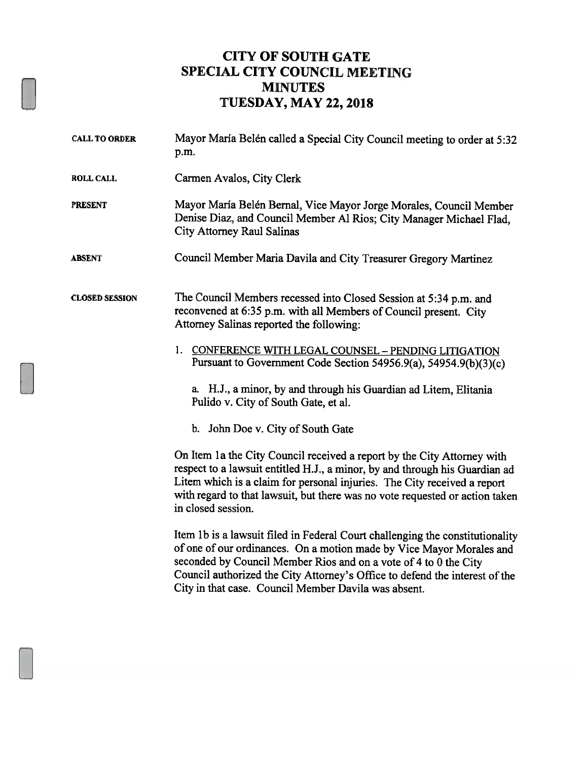# CITY OF SOUTH GATE
# SPECIAL CITY COUNCIL MEETING
# MINUTES
# TUESDAY, MAY 22, 2018

**CALL TO ORDER** Mayor María Belén called a Special City Council meeting to order at 5:32 p.m.

**ROLL CALL** Carmen Avalos, City Clerk

**PRESENT** Mayor María Belén Bernal, Vice Mayor Jorge Morales, Council Member Denise Diaz, and Council Member Al Rios; City Manager Michael Flad, City Attorney Raul Salinas

**ABSENT** Council Member Maria Davila and City Treasurer Gregory Martinez

**CLOSED SESSION** The Council Members recessed into Closed Session at 5:34 p.m. and reconvened at 6:35 p.m. with all Members of Council present. City Attorney Salinas reported the following:

1. <u>CONFERENCE WITH LEGAL COUNSEL – PENDING LITIGATION</u>
   Pursuant to Government Code Section 54956.9(a), 54954.9(b)(3)(c)

   a. H.J., a minor, by and through his Guardian ad Litem, Elitania Pulido v. City of South Gate, et al.

   b. John Doe v. City of South Gate

On Item 1a the City Council received a report by the City Attorney with respect to a lawsuit entitled H.J., a minor, by and through his Guardian ad Litem which is a claim for personal injuries. The City received a report with regard to that lawsuit, but there was no vote requested or action taken in closed session.

Item 1b is a lawsuit filed in Federal Court challenging the constitutionality of one of our ordinances. On a motion made by Vice Mayor Morales and seconded by Council Member Rios and on a vote of 4 to 0 the City Council authorized the City Attorney's Office to defend the interest of the City in that case. Council Member Davila was absent.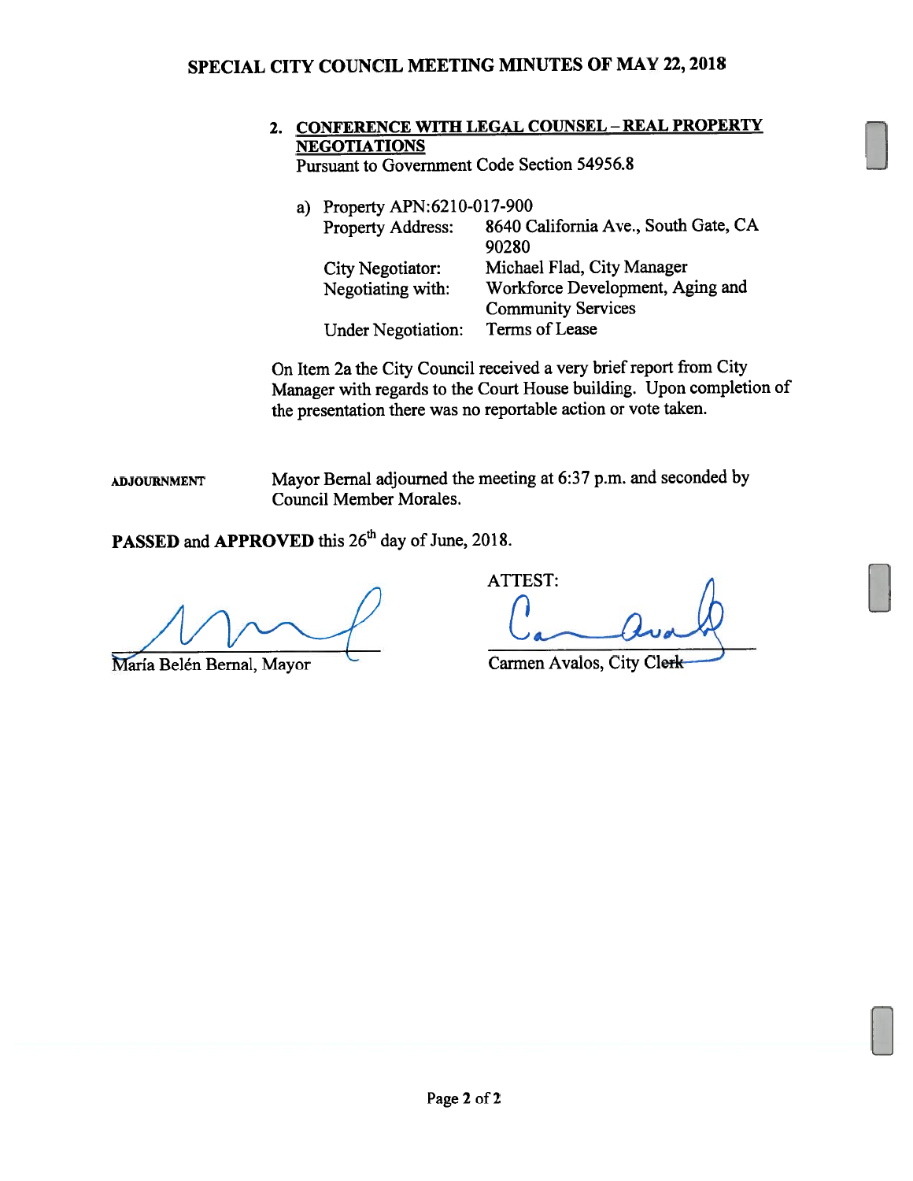**2. CONFERENCE WITH LEGAL COUNSEL – REAL PROPERTY NEGOTIATIONS**

Pursuant to Government Code Section 54956.8

a) Property APN:6210-017-900

| | |
|---|---|
| Property Address: | 8640 California Ave., South Gate, CA 90280 |
| City Negotiator: | Michael Flad, City Manager |
| Negotiating with: | Workforce Development, Aging and Community Services |
| Under Negotiation: | Terms of Lease |

On Item 2a the City Council received a very brief report from City Manager with regards to the Court House building. Upon completion of the presentation there was no reportable action or vote taken.

**ADJOURNMENT** Mayor Bernal adjourned the meeting at 6:37 p.m. and seconded by Council Member Morales.

**PASSED** and **APPROVED** this 26th day of June, 2018.

María Belén Bernal, Mayor

ATTEST:

Carmen Avalos, City Clerk